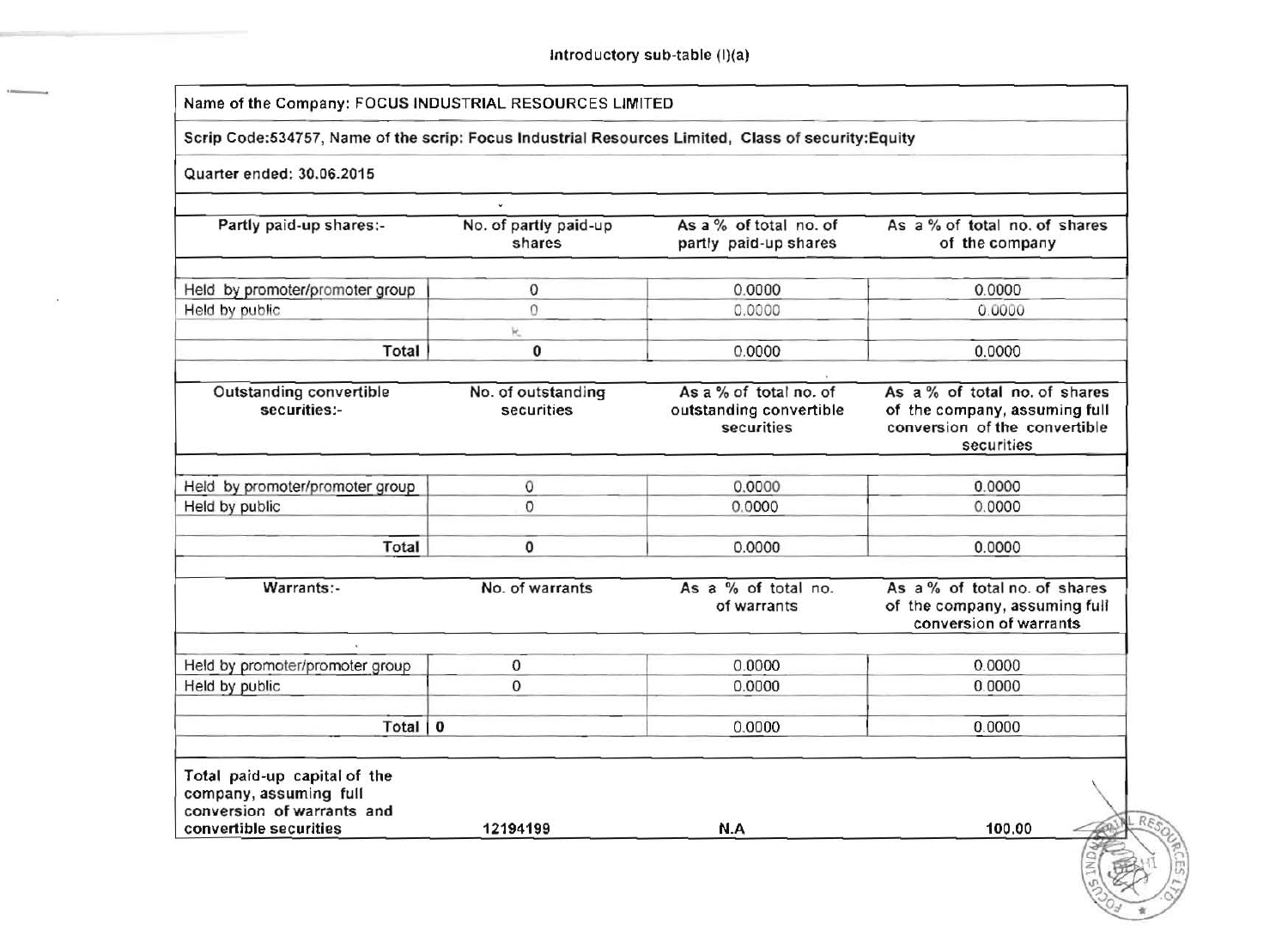Introductory sub-table (I)(a)

| Name of the Company: FOCUS INDUSTRIAL RESOURCES LIMITED | | | |
|---|---|---|---|
| Scrip Code:534757, Name of the scrip: Focus Industrial Resources Limited, Class of security:Equity | | | |
| Quarter ended: 30.06.2015 | | | |
| | | | |
| **Partly paid-up shares:-** | **No. of partly paid-up shares** | **As a % of total no. of partly paid-up shares** | **As a % of total no. of shares of the company** |
| Held by promoter/promoter group | 0 | 0.0000 | 0.0000 |
| Held by public | 0 | 0.0000 | 0.0000 |
| **Total** | **0** | 0.0000 | 0.0000 |
| **Outstanding convertible securities:-** | **No. of outstanding securities** | **As a % of total no. of outstanding convertible securities** | **As a % of total no. of shares of the company, assuming full conversion of the convertible securities** |
| Held by promoter/promoter group | 0 | 0.0000 | 0.0000 |
| Held by public | 0 | 0.0000 | 0.0000 |
| **Total** | **0** | 0.0000 | 0.0000 |
| **Warrants:-** | **No. of warrants** | **As a % of total no. of warrants** | **As a % of total no. of shares of the company, assuming full conversion of warrants** |
| Held by promoter/promoter group | 0 | 0.0000 | 0.0000 |
| Held by public | 0 | 0.0000 | 0.0000 |
| **Total** | **0** | 0.0000 | 0.0000 |
| **Total paid-up capital of the company, assuming full conversion of warrants and convertible securities** | **12194199** | **N.A** | **100.00** |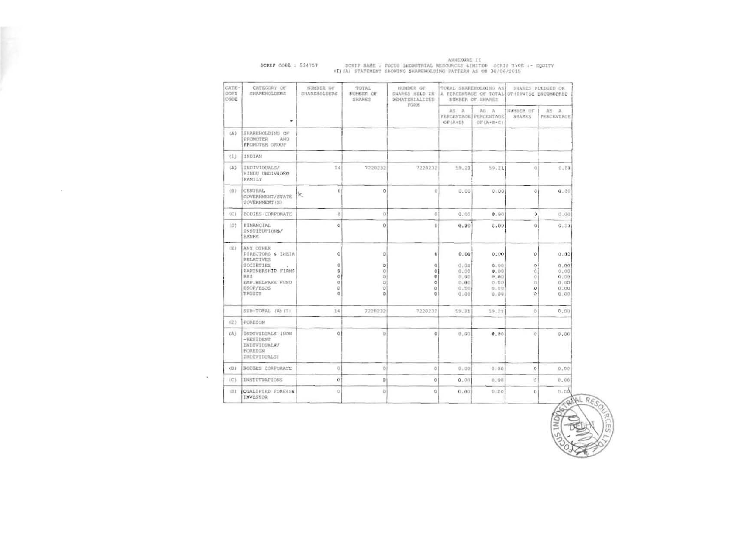SCRIP CODE : 534757

ANNEXURE II

SCRIP NAME : FOCUS INDUSTRIAL RESOURCES LIMITED SCRIP TYPE :- EQUITY

(I)(A) STATEMENT SHOWING SHAREHOLDING PATTERN AS ON 30/06/2015

| CATEGORY CODE | CATEGORY OF SHAREHOLDERS | NUMBER OF SHAREHOLDERS | TOTAL NUMBER OF SHARES | NUMBER OF SHARES HELD IN DEMATERIALIZED FORM | TOTAL SHAREHOLDING AS A PERCENTAGE OF TOTAL NUMBER OF SHARES | | SHARES PLEDGED OR OTHERWISE ENCUMBERED | |
|---|---|---|---|---|---|---|---|---|
| | | | | | AS A PERCENTAGE OF(A+B) | AS A PERCENTAGE OF(A+B+C) | NUMBER OF SHARES | AS A PERCENTAGE |
| (A) | SHAREHOLDING OF PROMOTER AND PROMOTER GROUP | | | | | | | |
| (1) | INDIAN | | | | | | | |
| (A) | INDIVIDUALS/ HINDU UNDIVIDED FAMILY | 14 | 7220232 | 7220232 | 59.21 | 59.21 | 0 | 0.00 |
| (B) | CENTRAL GOVERNMENT/STATE GOVERNMENT(S) | 0 | 0 | 0 | 0.00 | 0.00 | 0 | 0.00 |
| (C) | BODIES CORPORATE | 0 | 0 | 0 | 0.00 | 0.00 | 0 | 0.00 |
| (D) | FINANCIAL INSTITUTIONS/ BANKS | 0 | 0 | 0 | 0.00 | 0.00 | 0 | 0.00 |
| (E) | ANY OTHER | | | | | | | |
| | DIRECTORS & THEIR RELATIVES | 0 | 0 | 0 | 0.00 | 0.00 | 0 | 0.00 |
| | SOCIETIES | 0 | 0 | 0 | 0.00 | 0.00 | 0 | 0.00 |
| | PARTNERSHIP FIRMS | 0 | 0 | 0 | 0.00 | 0.00 | 0 | 0.00 |
| | RBI | 0 | 0 | 0 | 0.00 | 0.00 | 0 | 0.00 |
| | EMP.WELFARE FUND | 0 | 0 | 0 | 0.00 | 0.00 | 0 | 0.00 |
| | ESOP/ESOS | 0 | 0 | 0 | 0.00 | 0.00 | 0 | 0.00 |
| | TRUSTS | 0 | 0 | 0 | 0.00 | 0.00 | 0 | 0.00 |
| | SUB-TOTAL (A)(1) | 14 | 7220232 | 7220232 | 59.21 | 59.21 | 0 | 0.00 |
| (2) | FOREIGN | | | | | | | |
| (A) | INDIVIDUALS (NON -RESIDENT INDIVIDUALS/ FOREIGN INDIVIDUALS) | 0 | 0 | 0 | 0.00 | 0.00 | 0 | 0.00 |
| (B) | BODIES CORPORATE | 0 | 0 | 0 | 0.00 | 0.00 | 0 | 0.00 |
| (C) | INSTITUTIONS | 0 | 0 | 0 | 0.00 | 0.00 | 0 | 0.00 |
| (D) | QUALIFIED FOREIGN INVESTOR | 0 | 0 | 0 | 0.00 | 0.00 | 0 | 0.00 |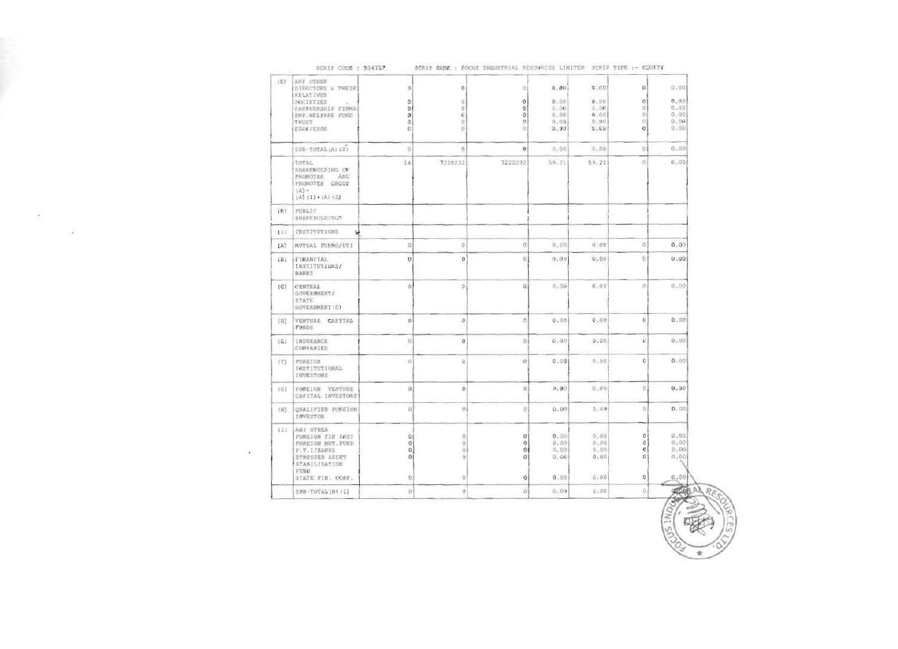SCRIP CODE : 534757 SCRIP NAME : FOCUS INDUSTRIAL RESOURCES LIMITED SCRIP TYPE :- EQUITY

| | | | | | | | | |
|---|---|---|---|---|---|---|---|---|
| (E) | ANY OTHER DIRECTORS & THEIR RELATIVES | 0 | 0 | 0 | 0.00 | 0.00 | 0 | 0.00 |
| | SOCIETIES | 0 | 0 | 0 | 0.00 | 0.00 | 0 | 0.00 |
| | PARTNERSHIP FIRMS | 0 | 0 | 0 | 0.00 | 0.00 | 0 | 0.00 |
| | EMP.WELFARE FUND | 0 | 0 | 0 | 0.00 | 0.00 | 0 | 0.00 |
| | TRUST | 0 | 0 | 0 | 0.00 | 0.00 | 0 | 0.00 |
| | ESOP/ESOS | 0 | 0 | 0 | 0.00 | 0.00 | 0 | 0.00 |
| | SUB-TOTAL(A)(2) | 0 | 0 | 0 | 0.00 | 0.00 | 0 | 0.00 |
| | TOTAL SHAREHOLDING OF PROMOTER AND PROMOTER GROUP (A)= (A)(1)+(A)(2) | 14 | 7220232 | 7220232 | 59.21 | 59.21 | 0 | 0.00 |
| (B) | PUBLIC SHAREHOLDINGS | | | | | | | |
| (1) | INSTITUTIONS | | | | | | | |
| (A) | MUTUAL FUNDS/UTI | 0 | 0 | 0 | 0.00 | 0.00 | 0 | 0.00 |
| (B) | FINANCIAL INSTITUTIONS/ BANKS | 0 | 0 | 0 | 0.00 | 0.00 | 0 | 0.00 |
| (C) | CENTRAL GOVERNMENT/ STATE GOVERNMENT(S) | 0 | 0 | 0 | 0.00 | 0.00 | 0 | 0.00 |
| (D) | VENTURE CAPITAL FUNDS | 0 | 0 | 0 | 0.00 | 0.00 | 0 | 0.00 |
| (E) | INSURANCE COMPANIES | 0 | 0 | 0 | 0.00 | 0.00 | 0 | 0.00 |
| (F) | FOREIGN INSTITUTIONAL INVESTORS | 0 | 0 | 0 | 0.00 | 0.00 | 0 | 0.00 |
| (G) | FOREIGN VENTURE CAPITAL INVESTORS | 0 | 0 | 0 | 0.00 | 0.00 | 0 | 0.00 |
| (H) | QUALIFIED FOREIGN INVESTOR | 0 | 0 | 0 | 0.00 | 0.00 | 0 | 0.00 |
| (I) | ANY OTHER FOREIGN FIN INST | 0 | 0 | 0 | 0.00 | 0.00 | 0 | 0.00 |
| | FOREIGN MUT.FUND | 0 | 0 | 0 | 0.00 | 0.00 | 0 | 0.00 |
| | F.I./BANKS | 0 | 0 | 0 | 0.00 | 0.00 | 0 | 0.00 |
| | STRESSED ASSET STABILISATION FUND | 0 | 0 | 0 | 0.00 | 0.00 | 0 | 0.00 |
| | STATE FIN. CORP. | 0 | 0 | 0 | 0.00 | 0.00 | 0 | 0.00 |
| | SUB-TOTAL(B)(1) | 0 | 0 | 0 | 0.00 | 0.00 | 0 | 0.00 |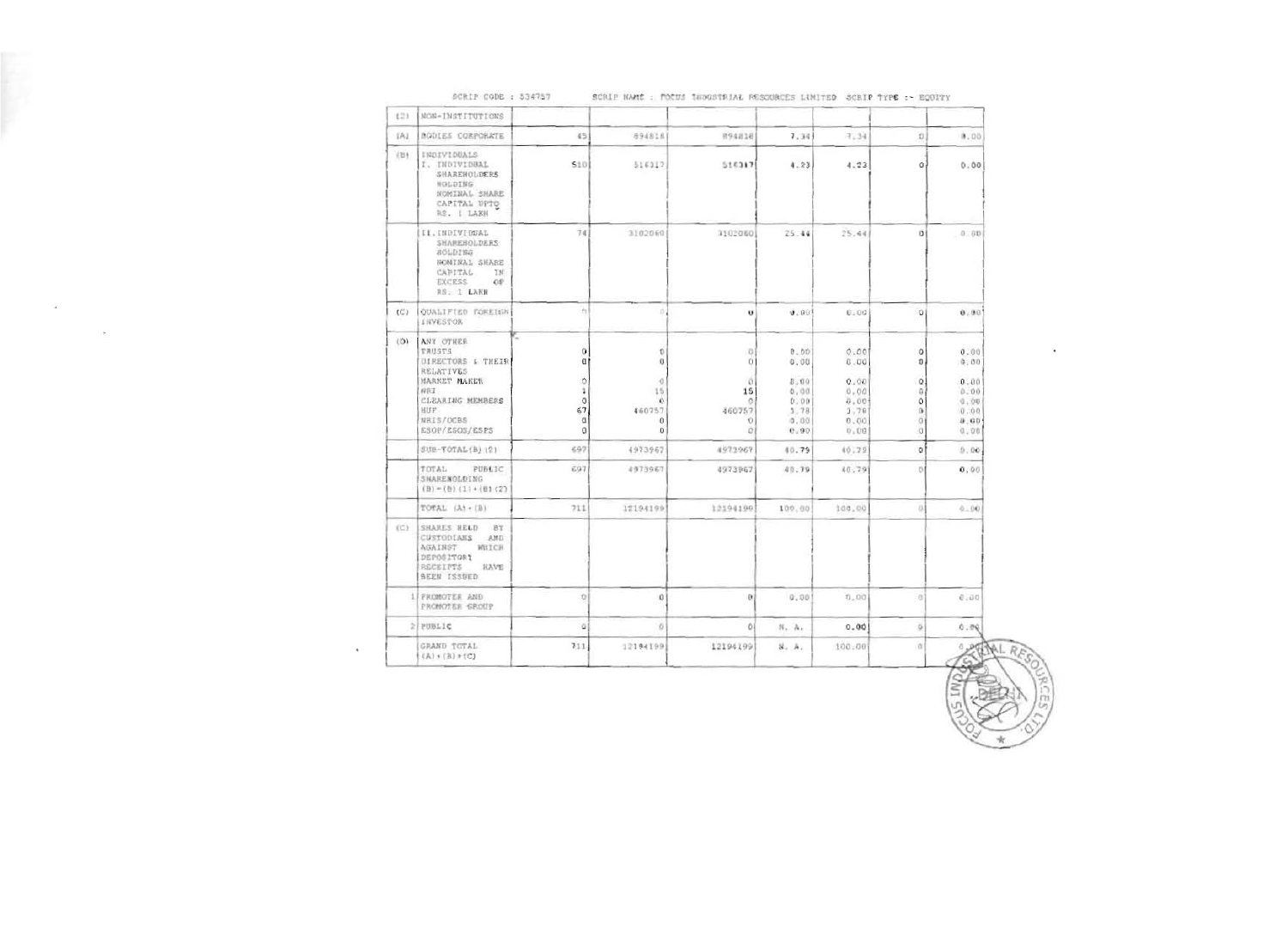SCRIP CODE : 534757 SCRIP NAME : FOCUS INDUSTRIAL RESOURCES LIMITED SCRIP TYPE :- EQUITY

| | | | | | | | | |
|---|---|---|---|---|---|---|---|---|
| (2) | NON-INSTITUTIONS | | | | | | | |
| (A) | BODIES CORPORATE | 45 | 894818 | 894818 | 7.34 | 7.34 | 0 | 0.00 |
| (B) | INDIVIDUALS<br>I. INDIVIDUAL SHAREHOLDERS HOLDING NOMINAL SHARE CAPITAL UPTO RS. 1 LAKH | 510 | 516317 | 516317 | 4.23 | 4.23 | 0 | 0.00 |
| | II. INDIVIDUAL SHAREHOLDERS HOLDING NOMINAL SHARE CAPITAL IN EXCESS OF RS. 1 LAKH | 74 | 3102060 | 3102060 | 25.44 | 25.44 | 0 | 0.00 |
| (C) | QUALIFIED FOREIGN INVESTOR | 0 | 0 | 0 | 0.00 | 0.00 | 0 | 0.00 |
| (D) | ANY OTHER<br>TRUSTS<br>DIRECTORS & THEIR RELATIVES<br>MARKET MAKER<br>NRI<br>CLEARING MEMBERS<br>HUF<br>NRIS/OCBS<br>ESOP/ESOS/ESPS | <br>0<br>0<br><br>0<br>1<br>0<br>67<br>0<br>0 | <br>0<br>0<br><br>0<br>15<br>0<br>460757<br>0<br>0 | <br>0<br>0<br><br>0<br>15<br>0<br>460757<br>0<br>0 | <br>0.00<br>0.00<br><br>0.00<br>0.00<br>0.00<br>3.78<br>0.00<br>0.00 | <br>0.00<br>0.00<br><br>0.00<br>0.00<br>0.00<br>3.78<br>0.00<br>0.00 | <br>0<br>0<br><br>0<br>0<br>0<br>0<br>0<br>0 | <br>0.00<br>0.00<br><br>0.00<br>0.00<br>0.00<br>0.00<br>0.00<br>0.00 |
| | SUB-TOTAL(B)(2) | 697 | 4973967 | 4973967 | 40.79 | 40.79 | 0 | 0.00 |
| | TOTAL PUBLIC SHAREHOLDING (B)=(B)(1)+(B)(2) | 697 | 4973967 | 4973967 | 40.79 | 40.79 | 0 | 0.00 |
| | TOTAL (A)+(B) | 711 | 12194199 | 12194199 | 100.00 | 100.00 | 0 | 0.00 |
| (C) | SHARES HELD BY CUSTODIANS AND AGAINST WHICH DEPOSITORY RECEIPTS HAVE BEEN ISSUED | | | | | | | |
| 1 | PROMOTER AND PROMOTER GROUP | 0 | 0 | 0 | 0.00 | 0.00 | 0 | 0.00 |
| 2 | PUBLIC | 0 | 0 | 0 | N. A. | 0.00 | 0 | 0.00 |
| | GRAND TOTAL (A)+(B)+(C) | 711 | 12194199 | 12194199 | N. A. | 100.00 | 0 | 0.00 |

FOCUS INDUSTRIAL RESOURCES LTD. DELHI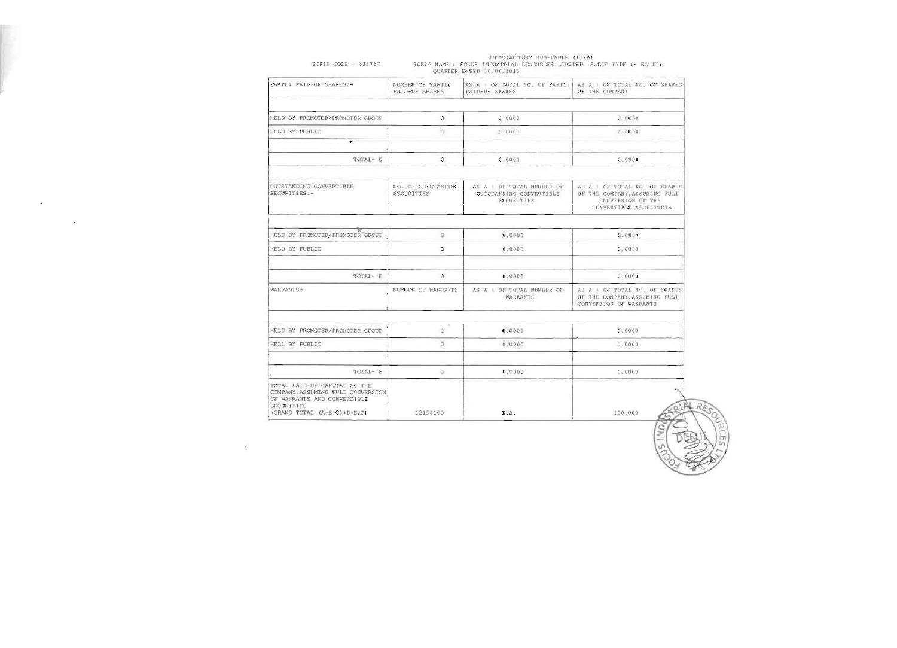SCRIP CODE : 534757 INTRODUCTORY SUB-TABLE (I)(A) SCRIP NAME : FOCUS INDUSTRIAL RESOURCES LIMITED SCRIP TYPE :- EQUITY QUARTER ENDED 30/06/2015

| PARTLY PAID-UP SHARES:- | NUMBER OF PARTLY PAID-UP SHARES | AS A % OF TOTAL NO. OF PARTLY PAID-UP SHARES | AS A % OF TOTAL NO. OF SHARES OF THE COMPANY |
|---|---|---|---|
| | | | |
| HELD BY PROMOTER/PROMOTER GROUP | 0 | 0.0000 | 0.0000 |
| HELD BY PUBLIC | 0 | 0.0000 | 0.0000 |
| | | | |
| TOTAL- D | 0 | 0.0000 | 0.0000 |
| | | | |
| OUTSTANDING CONVERTIBLE SECURITIES:- | NO. OF OUTSTANDING SECURITIES | AS A % OF TOTAL NUMBER OF OUTSTANDING CONVERTIBLE SECURITIES | AS A % OF TOTAL NO. OF SHARES OF THE COMPANY, ASSUMING FULL CONVERSION OF THE CONVERTIBLE SECURITEIS |
| | | | |
| HELD BY PROMOTER/PROMOTER GROUP | 0 | 0.0000 | 0.0000 |
| HELD BY PUBLIC | 0 | 0.0000 | 0.0000 |
| | | | |
| TOTAL- E | 0 | 0.0000 | 0.0000 |
| WARRANTS:- | NUMBER OF WARRANTS | AS A % OF TOTAL NUMBER OF WARRANTS | AS A % OF TOTAL NO. OF SHARES OF THE COMPANY, ASSUMING FULL CONVERSION OF WARRANTS |
| | | | |
| HELD BY PROMOTER/PROMOTER GROUP | 0 | 0.0000 | 0.0000 |
| HELD BY PUBLIC | 0 | 0.0000 | 0.0000 |
| | | | |
| TOTAL- F | 0 | 0.0000 | 0.0000 |
| TOTAL PAID-UP CAPITAL OF THE COMPANY, ASSUMING FULL CONVERSION OF WARRANTS AND CONVERTIBLE SECURITIES (GRAND TOTAL (A+B+C)+D+E+F) | 12194199 | N.A. | 100.000 |

FOCUS INDUSTRIAL RESOURCES LTD. DELHI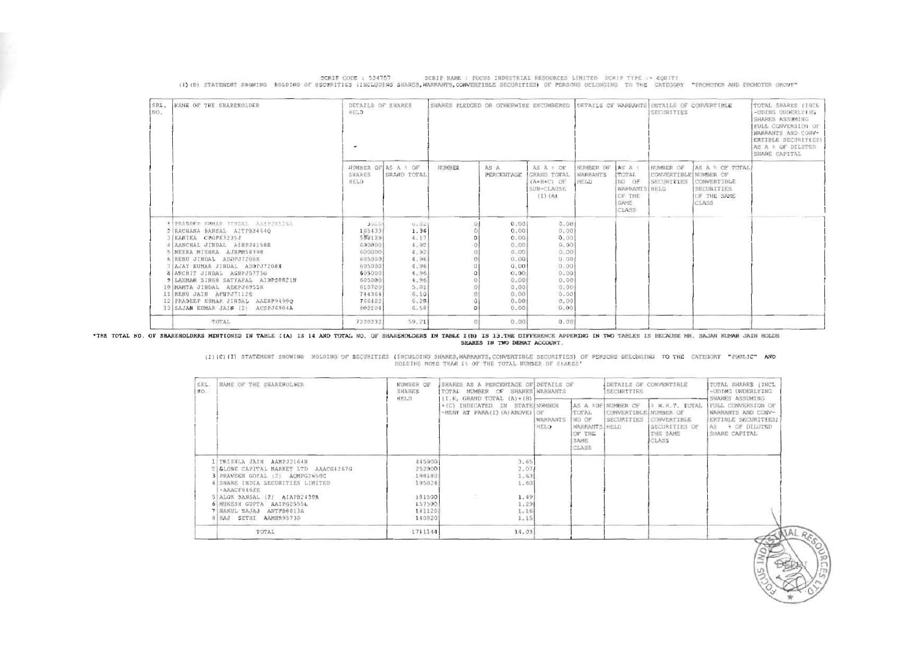SCRIP CODE : 534757 SCRIP NAME : FOCUS INDUSTRIAL RESOURCES LIMITED SCRIP TYPE :- EQUITY

(I)(B) STATEMENT SHOWING HOLDING OF SECURITIES (INCLUDING SHARES,WARRANTS,CONVERTIBLE SECURITIES) OF PERSONS BELONGING TO THE CATEGORY "PROMOTER AND PROMOTER GROUP"

| SRL. NO. | NAME OF THE SHAREHOLDER | DETAILS OF SHARES HELD | | SHARES PLEDGED OR OTHERWISE ENCUMBERED | | | DETAILS OF WARRANTS | | DETAILS OF CONVERTIBLE SECURITIES | | TOTAL SHARES (INCL -UDING UNDERLYING SHARES ASSUMING FULL CONVERSION OF WARRANTS AND CONV-ERTIBLE SECURITIES) AS A % OF DILUTED SHARE CAPITAL |
|---|---|---|---|---|---|---|---|---|---|---|---|
| | | NUMBER OF SHARES HELD | AS A % OF GRAND TOTAL | NUMBER | AS A PERCENTAGE | AS A % OF GRAND TOTAL (A+B+C) OF SUB-CLAUSE (I)(A) | NUMBER OF WARRANTS HELD | AS A % TOTAL NO OF WARRANTS OF THE SAME CLASS | NUMBER OF CONVERTIBLE SECURITIES HELD | AS A % OF TOTAL NUMBER OF CONVERTIBLE SECURITIES OF THE SAME CLASS | |
| 1 | PRADEEP KUMAR JINDAL AAEPJ8126A | 3000 | 0.02 | 0 | 0.00 | 0.00 | | | | | |
| 2 | RACHANA BANSAL AITPB2464Q | 165433 | 1.36 | 0 | 0.00 | 0.00 | | | | | |
| 3 | KANIKA CPGPK3235J | 508129 | 4.17 | 0 | 0.00 | 0.00 | | | | | |
| 4 | AANCHAL JINDAL AIHPJ4158R | 600000 | 4.92 | 0 | 0.00 | 0.00 | | | | | |
| 5 | MEERA MISHRA AJBPM5839R | 600000 | 4.92 | 0 | 0.00 | 0.00 | | | | | |
| 6 | RENU JINDAL ADDPJ7206K | 605000 | 4.96 | 0 | 0.00 | 0.00 | | | | | |
| 7 | AJAY KUMAR JINDAL ADDPJ7208H | 605000 | 4.96 | 0 | 0.00 | 0.00 | | | | | |
| 8 | ARCHIT JINDAL AGMPJ5775G | 605000 | 4.96 | 0 | 0.00 | 0.00 | | | | | |
| 9 | LAXMAN SINGH SATYAPAL AIDPS0821N | 605000 | 4.96 | 0 | 0.00 | 0.00 | | | | | |
| 10 | MAMTA JINDAL ABEPJ6955K | 610700 | 5.01 | 0 | 0.00 | 0.00 | | | | | |
| 11 | RENU JAIN AFWPJ7112E | 744364 | 6.10 | 0 | 0.00 | 0.00 | | | | | |
| 12 | PRADEEP KUMAR JINDAL AAEHP9499Q | 766402 | 6.28 | 0 | 0.00 | 0.00 | | | | | |
| 13 | SAJAN KUMAR JAIN (2) ACSPJ6904A | 802204 | 6.58 | 0 | 0.00 | 0.00 | | | | | |
| | TOTAL | 7220232 | 59.21 | 0 | 0.00 | 0.00 | | | | | |

*THE TOTAL NO. OF SHAREHOLDRRS MENTIONED IN TABLE I(A) IS 14 AND TOTAL NO. OF SHAREHOLDERS IN TABLE I(B) IS 13.THE DIFFERENCE APPERING IN TWO TABLES IS BECAUSE MR. SAJAN KUMAR JAIN HOLDS SHARES IN TWO DEMAT ACCOUNT.

(I)(C)(I) STATEMENT SHOWING HOLDING OF SECURITIES (INCLUDING SHARES,WARRANTS,CONVERTIBLE SECURITIES) OF PERSONS BELONGING TO THE CATEGORY "PUBLIC" AND HOLDING MORE THAN 1% OF THE TOTAL NUMBER OF SHARES*

| SRL. NO. | NAME OF THE SHAREHOLDER | NUMBER OF SHARES HELD | SHARES AS A PERCENTAGE OF TOTAL NUMBER OF SHARES (I.E, GRAND TOTAL (A)+(B)+(C) INDICATED IN STATEMENT AT PARA(I)(A)ABOVE) | DETAILS OF WARRANTS | | DETAILS OF CONVERTIBLE SECURITIES | | TOTAL SHARES (INCL -UDING UNDERLYING SHARES ASSUMING FULL CONVERSION OF WARRANTS AND CONV-ERTIBLE SECURITIES) AS A % OF DILUTED SHARE CAPITAL |
|---|---|---|---|---|---|---|---|---|
| | | | | NUMBER OF WARRANTS HELD | AS A % OF TOTAL NO OF WARRANTS OF THE SAME CLASS | NUMBER OF CONVERTIBLE SECURITIES HELD | % W.R.T. TOTAL NUMBER OF CONVERTIBLE SECURITIES OF THE SAME CLASS | |
| 1 | TRISHLA JAIN AAMPJ2164N | 445900 | 3.65 | | | | | |
| 2 | GLOBE CAPITAL MARKET LTD AAACG4267G | 252000 | 2.07 | | | | | |
| 3 | PRAVEEN GOYAL (2) AGMPG2650C | 198180 | 1.63 | | | | | |
| 4 | SHARE INDIA SECURITIES LIMITED -AAACF6462E | 195024 | 1.60 | | | | | |
| 5 | ALOK BANSAL (2) AIAPB2430R | 181500 | 1.49 | | | | | |
| 6 | MUKESH GUPTA AAIPG2555L | 157500 | 1.29 | | | | | |
| 7 | NAKUL BAJAJ ANTPB8013A | 141120 | 1.16 | | | | | |
| 8 | RAJ SETHI AAMHR9573D | 140820 | 1.15 | | | | | |
| | TOTAL | 1711144 | 14.03 | | | | | |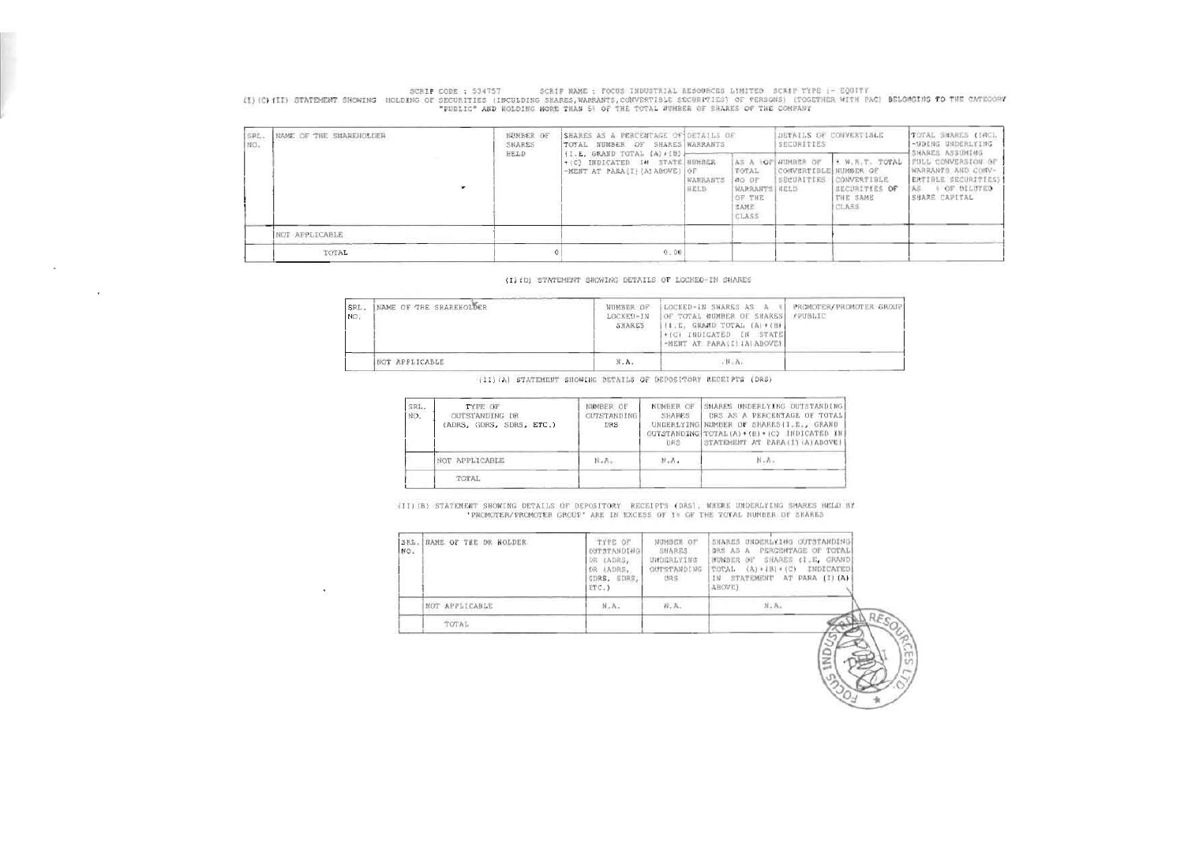SCRIP CODE : 534757 SCRIP NAME : FOCUS INDUSTRIAL RESOURCES LIMITED SCRIP TYPE :- EQUITY

(I)(C)(II) STATEMENT SHOWING HOLDING OF SECURITIES (INCLUDING SHARES,WARRANTS,CONVERTIBLE SECURITIES) OF PERSONS) (TOGETHER WITH PAC) BELONGING TO THE CATEGORY "PUBLIC" AND HOLDING MORE THAN 5% OF THE TOTAL NUMBER OF SHARES OF THE COMPANY

| SRL. NO. | NAME OF THE SHAREHOLDER | NUMBER OF SHARES HELD | SHARES AS A PERCENTAGE OF TOTAL NUMBER OF SHARES (I.E. GRAND TOTAL (A)+(B)+(C) INDICATED IN STATE-MENT AT PARA(I)(A)ABOVE) | DETAILS OF WARRANTS | | DETAILS OF CONVERTIBLE SECURITIES | | TOTAL SHARES (INCL-UDING UNDERLYING SHARES ASSUMING FULL CONVERSION OF WARRANTS AND CONV-ERTIBLE SECURITIES) AS % OF DILUTED SHARE CAPITAL |
|---|---|---|---|---|---|---|---|---|
| | | | | NUMBER OF WARRANTS HELD | AS A %OF TOTAL NO OF WARRANTS OF THE SAME CLASS | NUMBER OF CONVERTIBLE SECURITIES HELD | % W.R.T. TOTAL NUMBER OF CONVERTIBLE SECURITIES OF THE SAME CLASS | |
| | NOT APPLICABLE | | | | | | | |
| | TOTAL | 0 | 0.00 | | | | | |

(I)(D) STATEMENT SHOWING DETAILS OF LOCKED-IN SHARES

| SRL. NO. | NAME OF THE SHAREHOLDER | NUMBER OF LOCKED-IN SHARES | LOCKED-IN SHARES AS A % OF TOTAL NUMBER OF SHARES (I.E. GRAND TOTAL (A)+(B)+(C) INDICATED IN STATE-MENT AT PARA(I)(A)ABOVE) | PROMOTER/PROMOTER GROUP /PUBLIC |
|---|---|---|---|---|
| | NOT APPLICABLE | N.A. | N.A. | |

(II)(A) STATEMENT SHOWING DETAILS OF DEPOSITORY RECEIPTS (DRS)

| SRL. NO. | TYPE OF OUTSTANDING DR (ADRS, GDRS, SDRS, ETC.) | NUMBER OF OUTSTANDING DRS | NUMBER OF SHARES UNDERLYING OUTSTANDING DRS | SHARES UNDERLYING OUTSTANDING DRS AS A PERCENTAGE OF TOTAL NUMBER OF SHARES(I.E., GRAND TOTAL(A)+(B)+(C) INDICATED IN STATEMENT AT PARA(I)(A)ABOVE) |
|---|---|---|---|---|
| | NOT APPLICABLE | N.A. | N.A. | N.A. |
| | TOTAL | | | |

(II)(B) STATEMENT SHOWING DETAILS OF DEPOSITORY RECEIPTS (DRS), WHERE UNDERLYING SHARES HELD BY 'PROMOTER/PROMOTER GROUP' ARE IN EXCESS OF 1% OF THE TOTAL NUMBER OF SHARES

| SRL. NO. | NAME OF THE DR HOLDER | TYPE OF OUTSTANDING DR (ADRS, GDRS, SDRS, ETC.) | NUMBER OF SHARES UNDERLYING OUTSTANDING DRS | SHARES UNDERLYING OUTSTANDING DRS AS A PERCENTAGE OF TOTAL NUMBER OF SHARES (I.E, GRAND TOTAL (A)+(B)+(C) INDICATED IN STATEMENT AT PARA (I)(A) ABOVE) |
|---|---|---|---|---|
| | NOT APPLICABLE | N.A. | N.A. | N.A. |
| | TOTAL | | | |

FOCUS INDUSTRIAL RESOURCES LTD.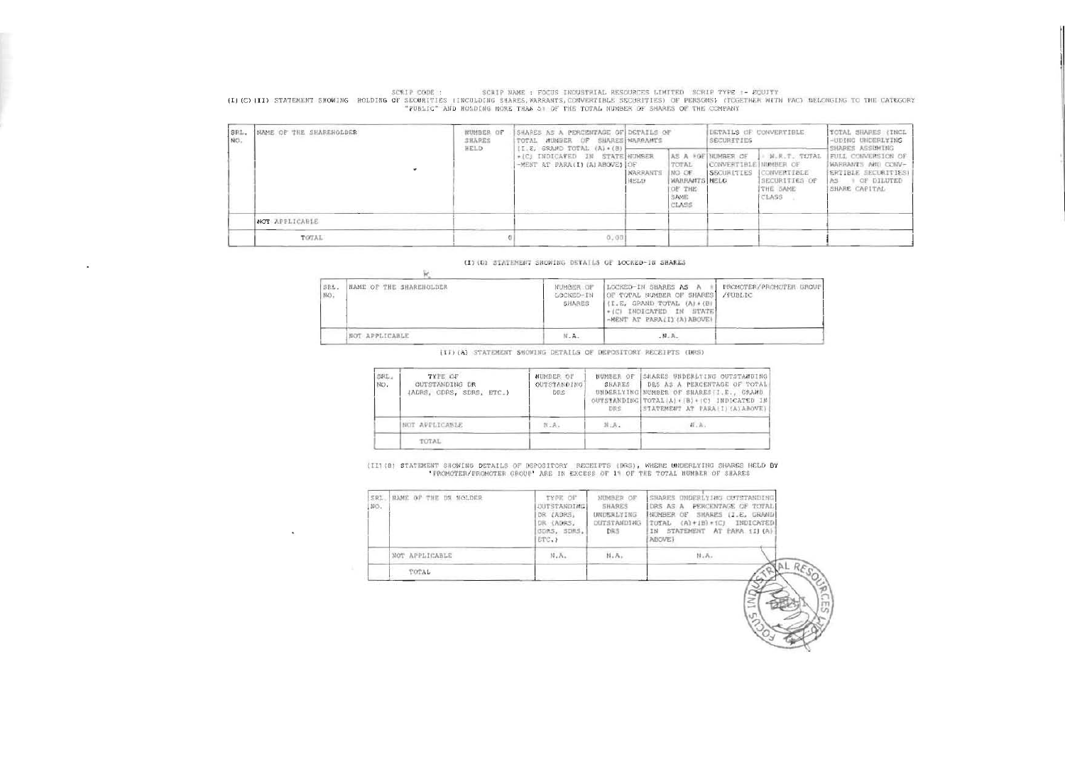SCRIP CODE : SCRIP NAME : FOCUS INDUSTRIAL RESOURCES LIMITED SCRIP TYPE :- EQUITY

(I)(C)(II) STATEMENT SHOWING HOLDING OF SECURITIES (INCLUDING SHARES,WARRANTS,CONVERTIBLE SECURITIES) OF PERSONS (TOGETHER WITH PAC) BELONGING TO THE CATEGORY "PUBLIC" AND HOLDING MORE THAN 5% OF THE TOTAL NUMBER OF SHARES OF THE COMPANY

| SRL. NO. | NAME OF THE SHAREHOLDER | NUMBER OF SHARES HELD | SHARES AS A PERCENTAGE OF TOTAL NUMBER OF SHARES (I.E. GRAND TOTAL (A)+(B)+(C) INDICATED IN STATEMENT AT PARA(I)(A)ABOVE) | DETAILS OF WARRANTS | | DETAILS OF CONVERTIBLE SECURITIES | | TOTAL SHARES (INCLUDING UNDERLYING SHARES ASSUMING FULL CONVERSION OF WARRANTS AND CONVERTIBLE SECURITIES) AS % OF DILUTED SHARE CAPITAL |
|---|---|---|---|---|---|---|---|---|
| | | | | NUMBER OF WARRANTS HELD | AS A %OF TOTAL NO OF WARRANTS OF THE SAME CLASS | NUMBER OF CONVERTIBLE SECURITIES HELD | % W.R.T. TOTAL NUMBER OF CONVERTIBLE SECURITIES OF THE SAME CLASS | |
| | NOT APPLICABLE | | | | | | | |
| | TOTAL | 0 | 0.00 | | | | | |

(I)(D) STATEMENT SHOWING DETAILS OF LOCKED-IN SHARES

| SRL. NO. | NAME OF THE SHAREHOLDER | NUMBER OF LOCKED-IN SHARES | LOCKED-IN SHARES AS A % OF TOTAL NUMBER OF SHARES (I.E. GRAND TOTAL (A)+(B)+(C) INDICATED IN STATEMENT AT PARA(I)(A)ABOVE) | PROMOTER/PROMOTER GROUP /PUBLIC |
|---|---|---|---|---|
| | NOT APPLICABLE | N.A. | N.A. | |

(II)(A) STATEMENT SHOWING DETAILS OF DEPOSITORY RECEIPTS (DRS)

| SRL. NO. | TYPE OF OUTSTANDING DR (ADRS, GDRS, SDRS, ETC.) | NUMBER OF OUTSTANDING DRS | NUMBER OF SHARES UNDERLYING OUTSTANDING DRS | SHARES UNDERLYING OUTSTANDING DRS AS A PERCENTAGE OF TOTAL NUMBER OF SHARES(I.E., GRAND TOTAL(A)+(B)+(C) INDICATED IN STATEMENT AT PARA(I)(A)ABOVE) |
|---|---|---|---|---|
| | NOT APPLICABLE | N.A. | N.A. | N.A. |
| | TOTAL | | | |

(II)(B) STATEMENT SHOWING DETAILS OF DEPOSITORY RECEIPTS (DRS), WHERE UNDERLYING SHARES HELD BY 'PROMOTER/PROMOTER GROUP' ARE IN EXCESS OF 1% OF THE TOTAL NUMBER OF SHARES

| SRL. NO. | NAME OF THE DR HOLDER | TYPE OF OUTSTANDING DR (ADRS, DR (ADRS, GDRS, SDRS, ETC.) | NUMBER OF SHARES UNDERLYING OUTSTANDING DRS | SHARES UNDERLYING OUTSTANDING DRS AS A PERCENTAGE OF TOTAL NUMBER OF SHARES (I.E, GRAND TOTAL (A)+(B)+(C) INDICATED IN STATEMENT AT PARA (I)(A) ABOVE) |
|---|---|---|---|---|
| | NOT APPLICABLE | N.A. | N.A. | N.A. |
| | TOTAL | | | |